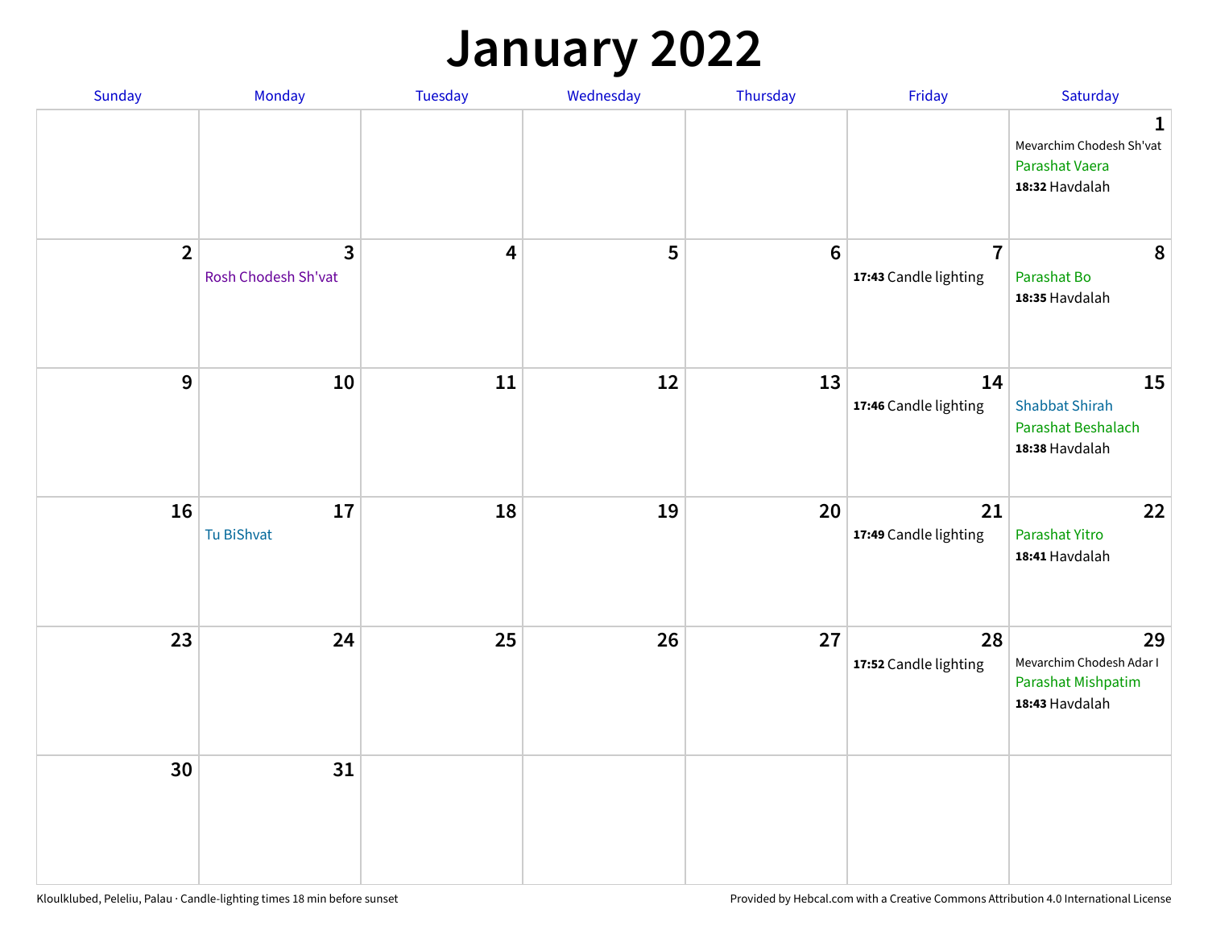# January 2022

| Sunday | Monday | Tuesday | Wednesday | Thursday | Friday | Saturday |
|---|---|---|---|---|---|---|
| | | | | | | 1<br>Mevarchim Chodesh Sh'vat<br>Parashat Vaera<br>**18:32** Havdalah |
| 2 | 3<br>Rosh Chodesh Sh'vat | 4 | 5 | 6 | 7<br>**17:43** Candle lighting | 8<br>Parashat Bo<br>**18:35** Havdalah |
| 9 | 10 | 11 | 12 | 13 | 14<br>**17:46** Candle lighting | 15<br>Shabbat Shirah<br>Parashat Beshalach<br>**18:38** Havdalah |
| 16 | 17<br>Tu BiShvat | 18 | 19 | 20 | 21<br>**17:49** Candle lighting | 22<br>Parashat Yitro<br>**18:41** Havdalah |
| 23 | 24 | 25 | 26 | 27 | 28<br>**17:52** Candle lighting | 29<br>Mevarchim Chodesh Adar I<br>Parashat Mishpatim<br>**18:43** Havdalah |
| 30 | 31 | | | | | |

Kloulklubed, Peleliu, Palau · Candle-lighting times 18 min before sunset

Provided by Hebcal.com with a Creative Commons Attribution 4.0 International License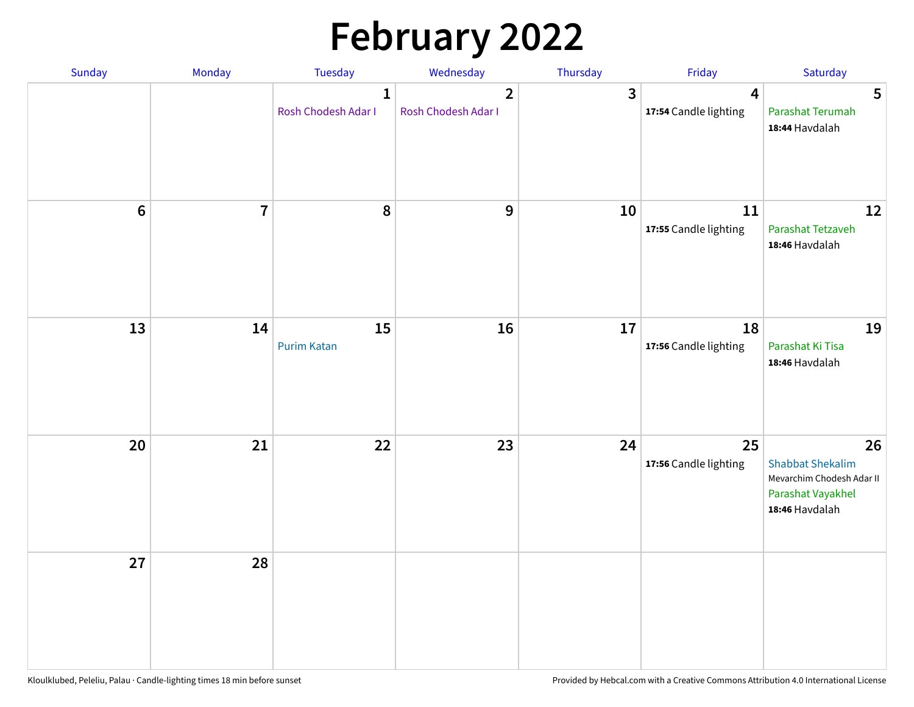# February 2022

| Sunday | Monday | Tuesday | Wednesday | Thursday | Friday | Saturday |
|---|---|---|---|---|---|---|
| | | 1 Rosh Chodesh Adar I | 2 Rosh Chodesh Adar I | 3 | 4 **17:54** Candle lighting | 5 Parashat Terumah **18:44** Havdalah |
| 6 | 7 | 8 | 9 | 10 | 11 **17:55** Candle lighting | 12 Parashat Tetzaveh **18:46** Havdalah |
| 13 | 14 | 15 Purim Katan | 16 | 17 | 18 **17:56** Candle lighting | 19 Parashat Ki Tisa **18:46** Havdalah |
| 20 | 21 | 22 | 23 | 24 | 25 **17:56** Candle lighting | 26 Shabbat Shekalim Mevarchim Chodesh Adar II Parashat Vayakhel **18:46** Havdalah |
| 27 | 28 | | | | | |

Kloulklubed, Peleliu, Palau · Candle-lighting times 18 min before sunset

Provided by Hebcal.com with a Creative Commons Attribution 4.0 International License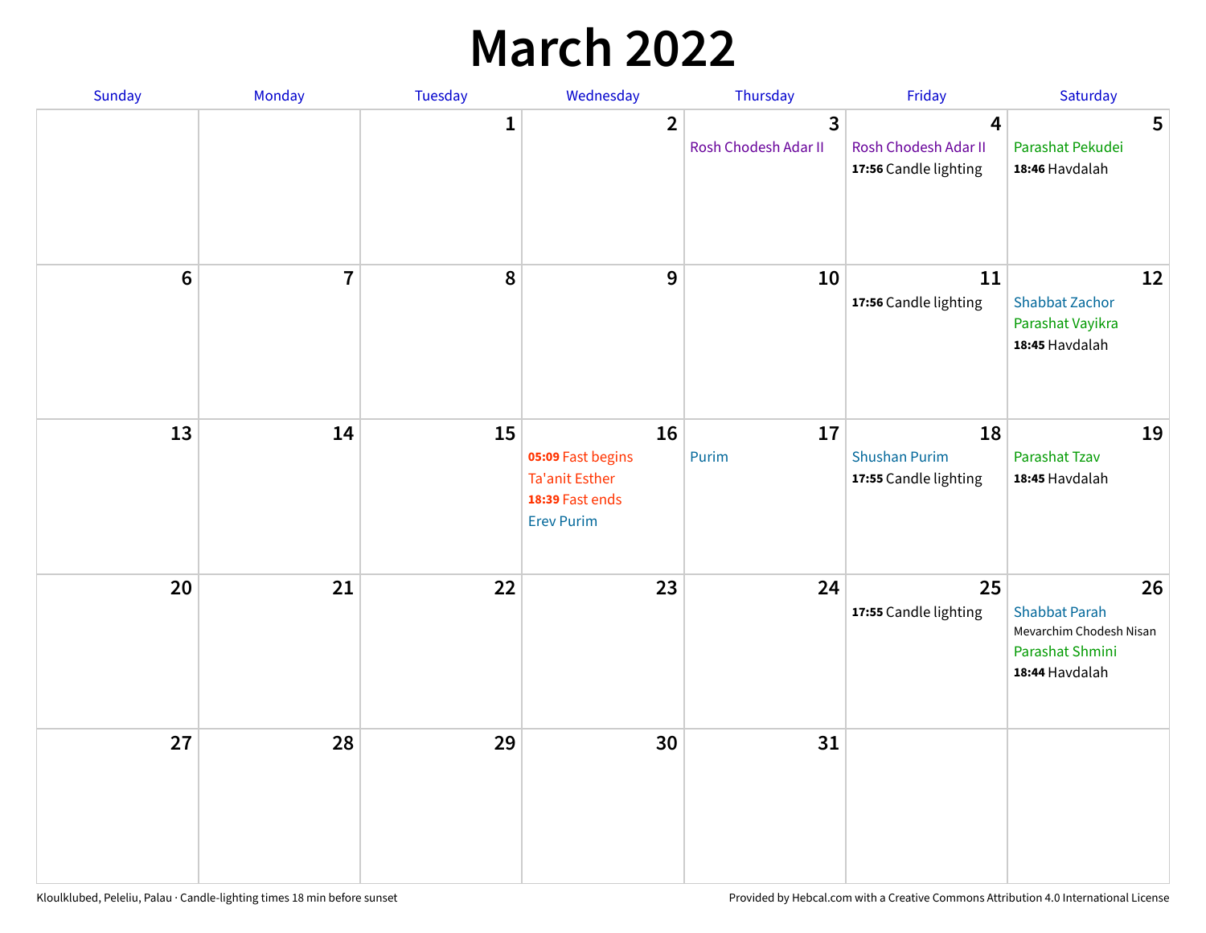# March 2022

| Sunday | Monday | Tuesday | Wednesday | Thursday | Friday | Saturday |
|---|---|---|---|---|---|---|
| | | 1 | 2 | 3<br>Rosh Chodesh Adar II | 4<br>Rosh Chodesh Adar II<br>**17:56** Candle lighting | 5<br>Parashat Pekudei<br>**18:46** Havdalah |
| 6 | 7 | 8 | 9 | 10 | 11<br>**17:56** Candle lighting | 12<br>Shabbat Zachor<br>Parashat Vayikra<br>**18:45** Havdalah |
| 13 | 14 | 15 | 16<br>**05:09** Fast begins<br>Ta'anit Esther<br>**18:39** Fast ends<br>Erev Purim | 17<br>Purim | 18<br>Shushan Purim<br>**17:55** Candle lighting | 19<br>Parashat Tzav<br>**18:45** Havdalah |
| 20 | 21 | 22 | 23 | 24 | 25<br>**17:55** Candle lighting | 26<br>Shabbat Parah<br>Mevarchim Chodesh Nisan<br>Parashat Shmini<br>**18:44** Havdalah |
| 27 | 28 | 29 | 30 | 31 | | |

Kloulklubed, Peleliu, Palau · Candle-lighting times 18 min before sunset

Provided by Hebcal.com with a Creative Commons Attribution 4.0 International License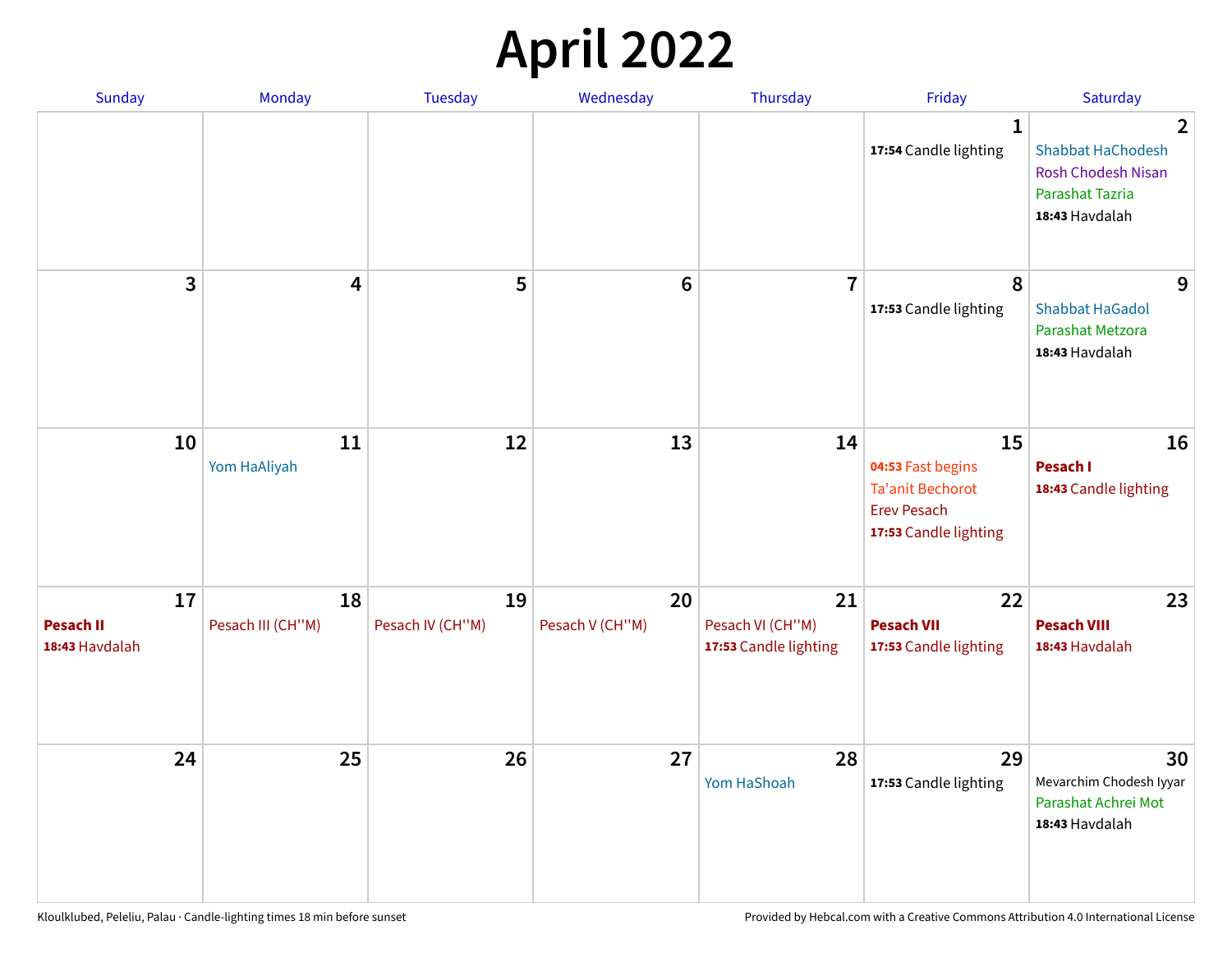# April 2022

| Sunday | Monday | Tuesday | Wednesday | Thursday | Friday | Saturday |
|---|---|---|---|---|---|---|
| | | | | | 1<br>**17:54** Candle lighting | 2<br>Shabbat HaChodesh<br>Rosh Chodesh Nisan<br>Parashat Tazria<br>**18:43** Havdalah |
| 3 | 4 | 5 | 6 | 7 | 8<br>**17:53** Candle lighting | 9<br>Shabbat HaGadol<br>Parashat Metzora<br>**18:43** Havdalah |
| 10 | 11<br>Yom HaAliyah | 12 | 13 | 14 | 15<br>**04:53** Fast begins<br>Ta'anit Bechorot<br>Erev Pesach<br>**17:53** Candle lighting | 16<br>**Pesach I**<br>**18:43** Candle lighting |
| 17<br>**Pesach II**<br>**18:43** Havdalah | 18<br>Pesach III (CH''M) | 19<br>Pesach IV (CH''M) | 20<br>Pesach V (CH''M) | 21<br>Pesach VI (CH''M)<br>**17:53** Candle lighting | 22<br>**Pesach VII**<br>**17:53** Candle lighting | 23<br>**Pesach VIII**<br>**18:43** Havdalah |
| 24 | 25 | 26 | 27 | 28<br>Yom HaShoah | 29<br>**17:53** Candle lighting | 30<br>Mevarchim Chodesh Iyyar<br>Parashat Achrei Mot<br>**18:43** Havdalah |

Kloulklubed, Peleliu, Palau · Candle-lighting times 18 min before sunset

Provided by Hebcal.com with a Creative Commons Attribution 4.0 International License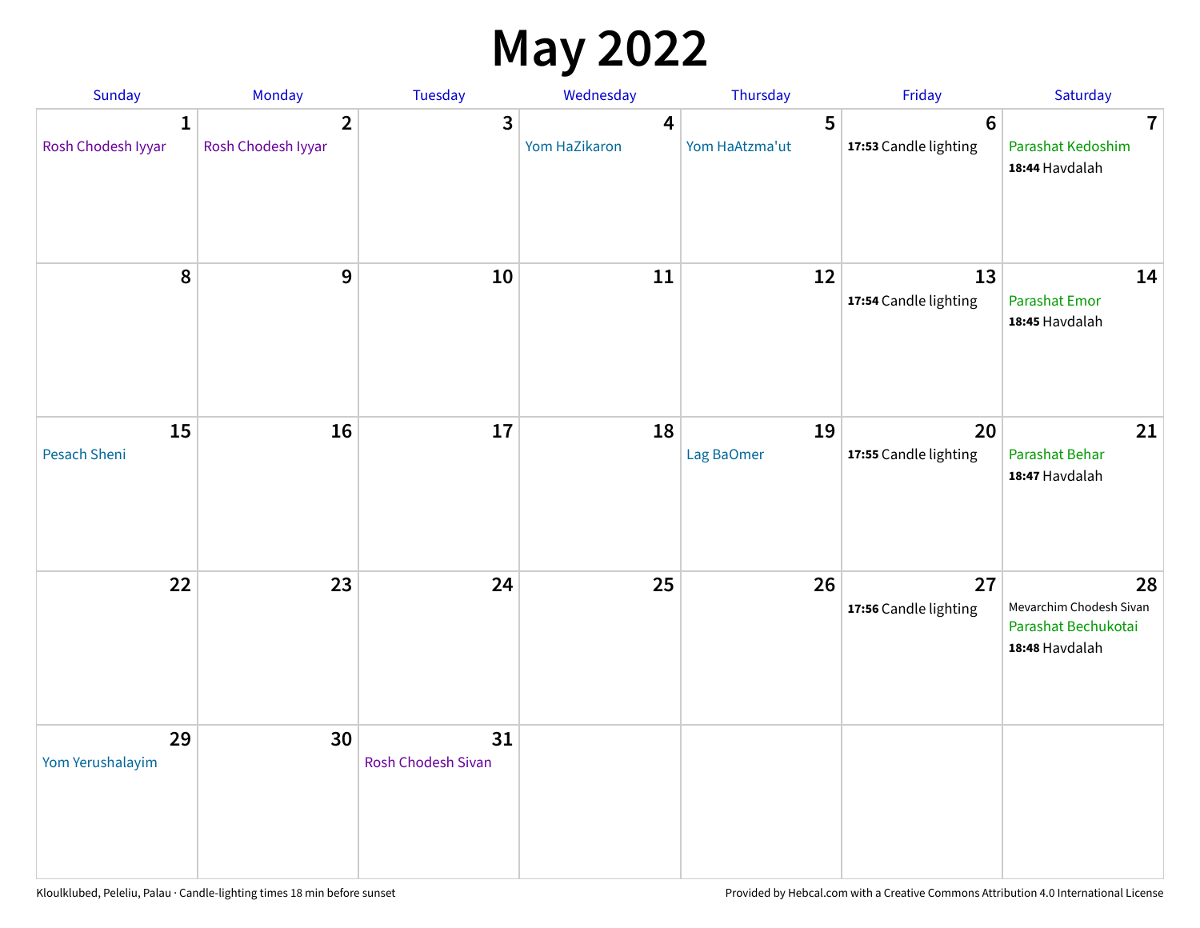# May 2022

| Sunday | Monday | Tuesday | Wednesday | Thursday | Friday | Saturday |
|---|---|---|---|---|---|---|
| **1** Rosh Chodesh Iyyar | **2** Rosh Chodesh Iyyar | **3** | **4** Yom HaZikaron | **5** Yom HaAtzma'ut | **6** **17:53** Candle lighting | **7** Parashat Kedoshim **18:44** Havdalah |
| **8** | **9** | **10** | **11** | **12** | **13** **17:54** Candle lighting | **14** Parashat Emor **18:45** Havdalah |
| **15** Pesach Sheni | **16** | **17** | **18** | **19** Lag BaOmer | **20** **17:55** Candle lighting | **21** Parashat Behar **18:47** Havdalah |
| **22** | **23** | **24** | **25** | **26** | **27** **17:56** Candle lighting | **28** Mevarchim Chodesh Sivan Parashat Bechukotai **18:48** Havdalah |
| **29** Yom Yerushalayim | **30** | **31** Rosh Chodesh Sivan | | | | |

Kloulklubed, Peleliu, Palau · Candle-lighting times 18 min before sunset

Provided by Hebcal.com with a Creative Commons Attribution 4.0 International License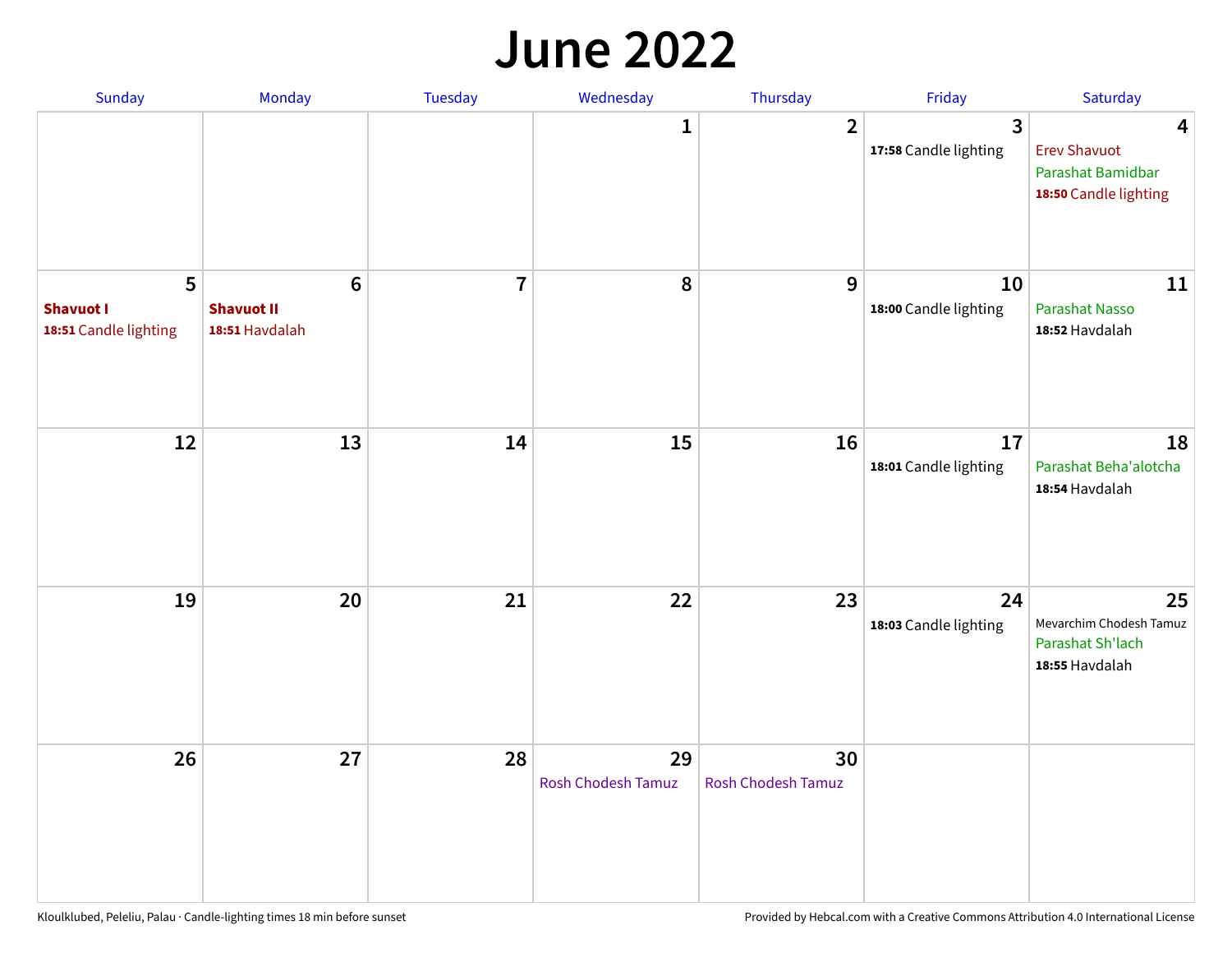# June 2022

| Sunday | Monday | Tuesday | Wednesday | Thursday | Friday | Saturday |
|---|---|---|---|---|---|---|
| | | | 1 | 2 | 3<br>**17:58** Candle lighting | 4<br>Erev Shavuot<br>Parashat Bamidbar<br>**18:50** Candle lighting |
| 5<br>**Shavuot I**<br>**18:51** Candle lighting | 6<br>**Shavuot II**<br>**18:51** Havdalah | 7 | 8 | 9 | 10<br>**18:00** Candle lighting | 11<br>Parashat Nasso<br>**18:52** Havdalah |
| 12 | 13 | 14 | 15 | 16 | 17<br>**18:01** Candle lighting | 18<br>Parashat Beha'alotcha<br>**18:54** Havdalah |
| 19 | 20 | 21 | 22 | 23 | 24<br>**18:03** Candle lighting | 25<br>Mevarchim Chodesh Tamuz<br>Parashat Sh'lach<br>**18:55** Havdalah |
| 26 | 27 | 28 | 29<br>Rosh Chodesh Tamuz | 30<br>Rosh Chodesh Tamuz | | |

Kloulklubed, Peleliu, Palau · Candle-lighting times 18 min before sunset

Provided by Hebcal.com with a Creative Commons Attribution 4.0 International License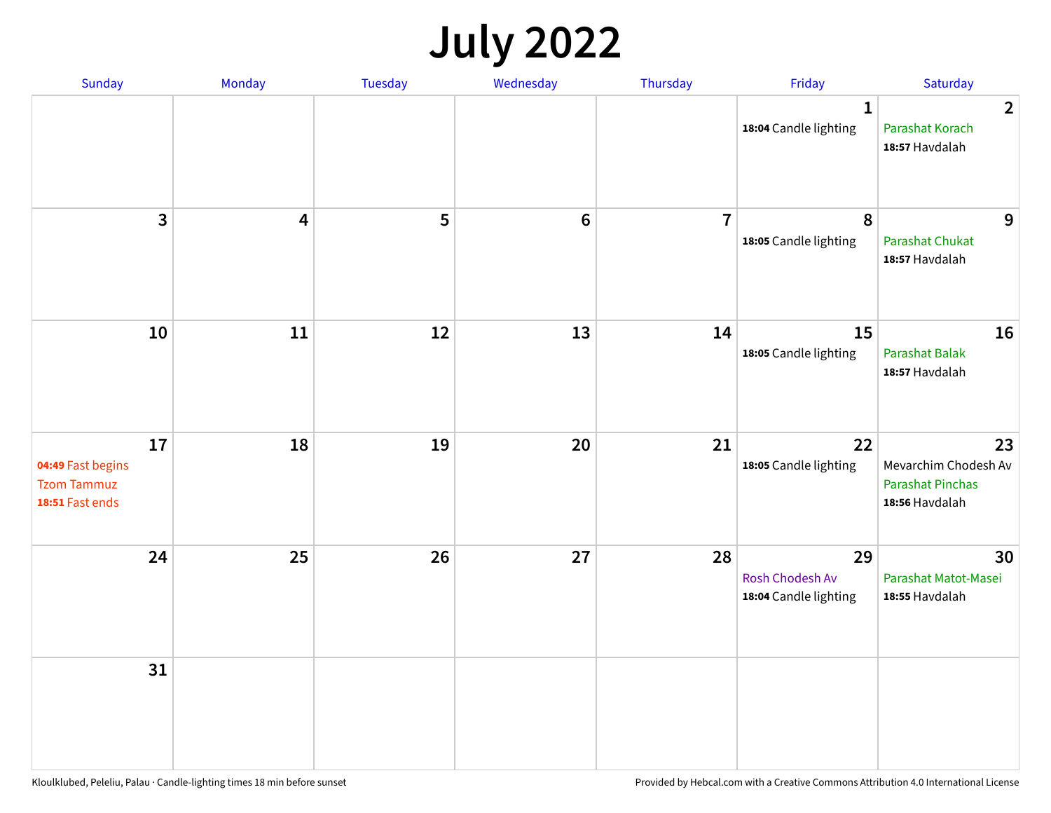# July 2022

| Sunday | Monday | Tuesday | Wednesday | Thursday | Friday | Saturday |
|---|---|---|---|---|---|---|
| | | | | | **1**<br>**18:04** Candle lighting | **2**<br>Parashat Korach<br>**18:57** Havdalah |
| **3** | **4** | **5** | **6** | **7** | **8**<br>**18:05** Candle lighting | **9**<br>Parashat Chukat<br>**18:57** Havdalah |
| **10** | **11** | **12** | **13** | **14** | **15**<br>**18:05** Candle lighting | **16**<br>Parashat Balak<br>**18:57** Havdalah |
| **17**<br>**04:49** Fast begins<br>Tzom Tammuz<br>**18:51** Fast ends | **18** | **19** | **20** | **21** | **22**<br>**18:05** Candle lighting | **23**<br>Mevarchim Chodesh Av<br>Parashat Pinchas<br>**18:56** Havdalah |
| **24** | **25** | **26** | **27** | **28** | **29**<br>Rosh Chodesh Av<br>**18:04** Candle lighting | **30**<br>Parashat Matot-Masei<br>**18:55** Havdalah |
| **31** | | | | | | |

Kloulklubed, Peleliu, Palau · Candle-lighting times 18 min before sunset

Provided by Hebcal.com with a Creative Commons Attribution 4.0 International License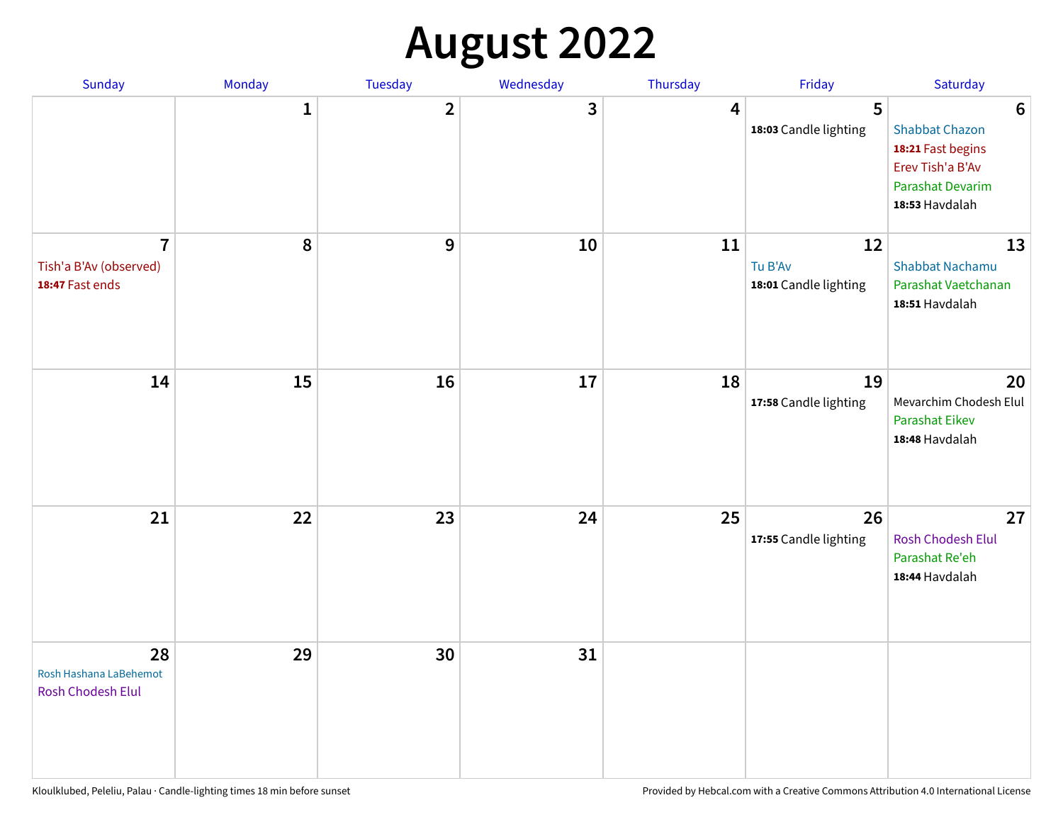# August 2022

| Sunday | Monday | Tuesday | Wednesday | Thursday | Friday | Saturday |
|---|---|---|---|---|---|---|
| | 1 | 2 | 3 | 4 | 5<br>**18:03** Candle lighting | 6<br>Shabbat Chazon<br>**18:21** Fast begins<br>Erev Tish'a B'Av<br>Parashat Devarim<br>**18:53** Havdalah |
| 7<br>Tish'a B'Av (observed)<br>**18:47** Fast ends | 8 | 9 | 10 | 11 | 12<br>Tu B'Av<br>**18:01** Candle lighting | 13<br>Shabbat Nachamu<br>Parashat Vaetchanan<br>**18:51** Havdalah |
| 14 | 15 | 16 | 17 | 18 | 19<br>**17:58** Candle lighting | 20<br>Mevarchim Chodesh Elul<br>Parashat Eikev<br>**18:48** Havdalah |
| 21 | 22 | 23 | 24 | 25 | 26<br>**17:55** Candle lighting | 27<br>Rosh Chodesh Elul<br>Parashat Re'eh<br>**18:44** Havdalah |
| 28<br>Rosh Hashana LaBehemot<br>Rosh Chodesh Elul | 29 | 30 | 31 | | | |

Kloulklubed, Peleliu, Palau · Candle-lighting times 18 min before sunset

Provided by Hebcal.com with a Creative Commons Attribution 4.0 International License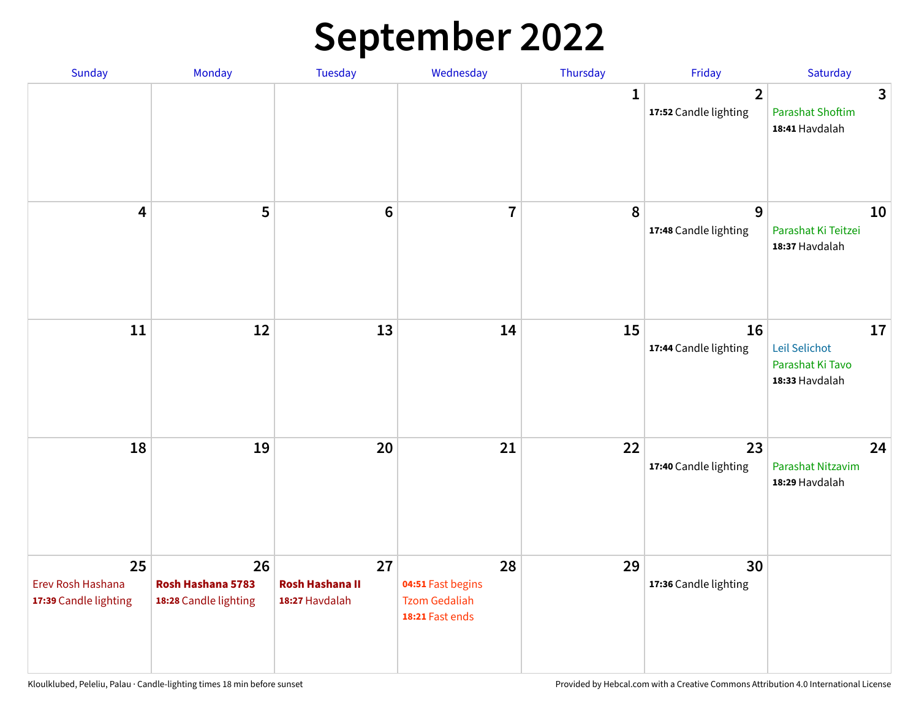# September 2022

| Sunday | Monday | Tuesday | Wednesday | Thursday | Friday | Saturday |
|---|---|---|---|---|---|---|
| | | | | 1 | 2<br>**17:52** Candle lighting | 3<br>Parashat Shoftim<br>**18:41** Havdalah |
| 4 | 5 | 6 | 7 | 8 | 9<br>**17:48** Candle lighting | 10<br>Parashat Ki Teitzei<br>**18:37** Havdalah |
| 11 | 12 | 13 | 14 | 15 | 16<br>**17:44** Candle lighting | 17<br>Leil Selichot<br>Parashat Ki Tavo<br>**18:33** Havdalah |
| 18 | 19 | 20 | 21 | 22 | 23<br>**17:40** Candle lighting | 24<br>Parashat Nitzavim<br>**18:29** Havdalah |
| 25<br>Erev Rosh Hashana<br>**17:39** Candle lighting | 26<br>**Rosh Hashana 5783**<br>**18:28** Candle lighting | 27<br>**Rosh Hashana II**<br>**18:27** Havdalah | 28<br>**04:51** Fast begins<br>Tzom Gedaliah<br>**18:21** Fast ends | 29 | 30<br>**17:36** Candle lighting | |

Kloulklubed, Peleliu, Palau · Candle-lighting times 18 min before sunset

Provided by Hebcal.com with a Creative Commons Attribution 4.0 International License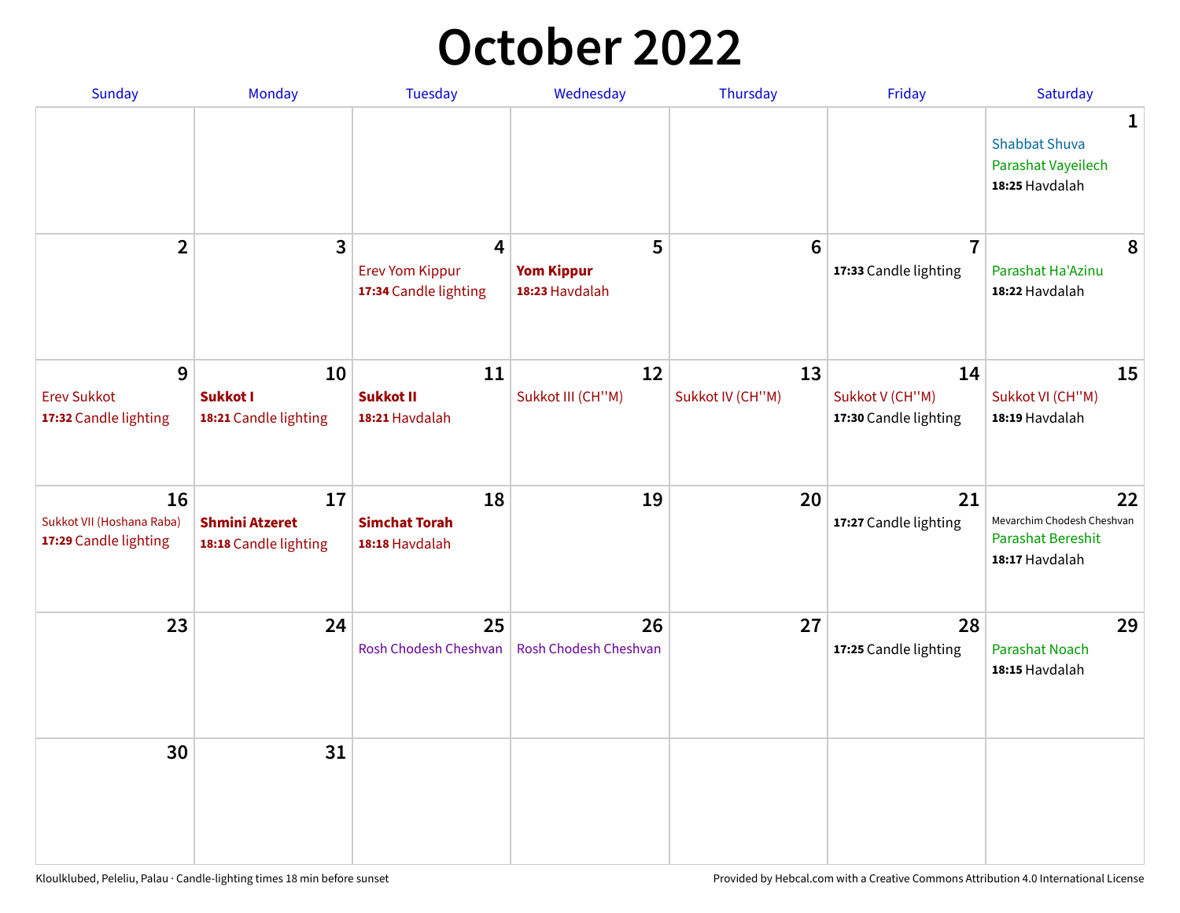# October 2022

| Sunday | Monday | Tuesday | Wednesday | Thursday | Friday | Saturday |
|---|---|---|---|---|---|---|
| | | | | | | **1**<br>Shabbat Shuva<br>Parashat Vayeilech<br>**18:25** Havdalah |
| **2** | **3** | **4**<br>Erev Yom Kippur<br>**17:34** Candle lighting | **5**<br>**Yom Kippur**<br>**18:23** Havdalah | **6** | **7**<br>**17:33** Candle lighting | **8**<br>Parashat Ha'Azinu<br>**18:22** Havdalah |
| **9**<br>Erev Sukkot<br>**17:32** Candle lighting | **10**<br>**Sukkot I**<br>**18:21** Candle lighting | **11**<br>**Sukkot II**<br>**18:21** Havdalah | **12**<br>Sukkot III (CH''M) | **13**<br>Sukkot IV (CH''M) | **14**<br>Sukkot V (CH''M)<br>**17:30** Candle lighting | **15**<br>Sukkot VI (CH''M)<br>**18:19** Havdalah |
| **16**<br>Sukkot VII (Hoshana Raba)<br>**17:29** Candle lighting | **17**<br>**Shmini Atzeret**<br>**18:18** Candle lighting | **18**<br>**Simchat Torah**<br>**18:18** Havdalah | **19** | **20** | **21**<br>**17:27** Candle lighting | **22**<br>Mevarchim Chodesh Cheshvan<br>Parashat Bereshit<br>**18:17** Havdalah |
| **23** | **24** | **25**<br>Rosh Chodesh Cheshvan | **26**<br>Rosh Chodesh Cheshvan | **27** | **28**<br>**17:25** Candle lighting | **29**<br>Parashat Noach<br>**18:15** Havdalah |
| **30** | **31** | | | | | |

Kloulklubed, Peleliu, Palau · Candle-lighting times 18 min before sunset

Provided by Hebcal.com with a Creative Commons Attribution 4.0 International License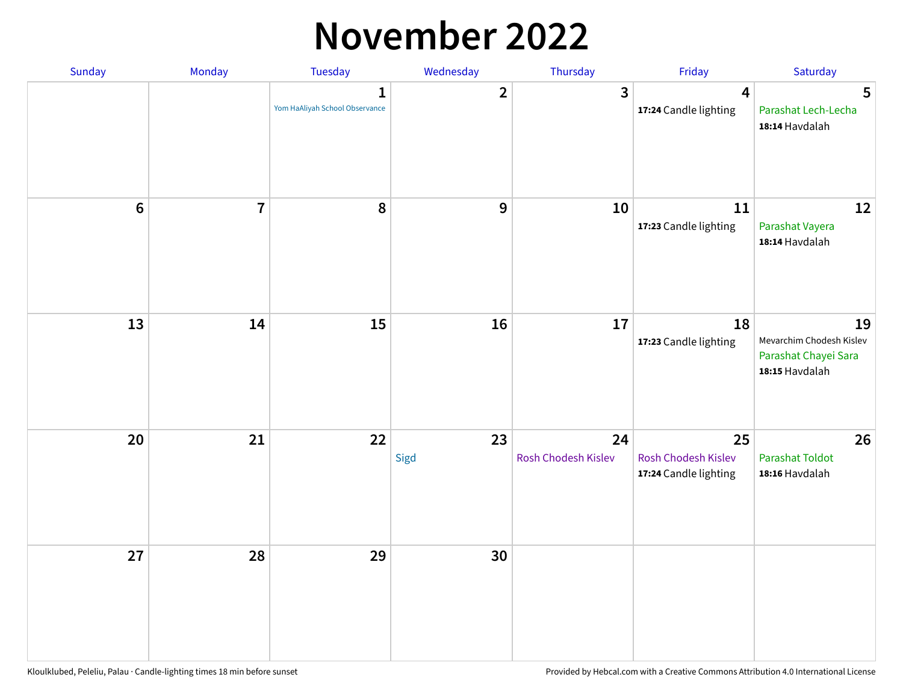# November 2022

| Sunday | Monday | Tuesday | Wednesday | Thursday | Friday | Saturday |
|---|---|---|---|---|---|---|
| | | 1<br>Yom HaAliyah School Observance | 2 | 3 | 4<br>**17:24** Candle lighting | 5<br>Parashat Lech-Lecha<br>**18:14** Havdalah |
| 6 | 7 | 8 | 9 | 10 | 11<br>**17:23** Candle lighting | 12<br>Parashat Vayera<br>**18:14** Havdalah |
| 13 | 14 | 15 | 16 | 17 | 18<br>**17:23** Candle lighting | 19<br>Mevarchim Chodesh Kislev<br>Parashat Chayei Sara<br>**18:15** Havdalah |
| 20 | 21 | 22 | 23<br>Sigd | 24<br>Rosh Chodesh Kislev | 25<br>Rosh Chodesh Kislev<br>**17:24** Candle lighting | 26<br>Parashat Toldot<br>**18:16** Havdalah |
| 27 | 28 | 29 | 30 | | | |

Kloulklubed, Peleliu, Palau · Candle-lighting times 18 min before sunset

Provided by Hebcal.com with a Creative Commons Attribution 4.0 International License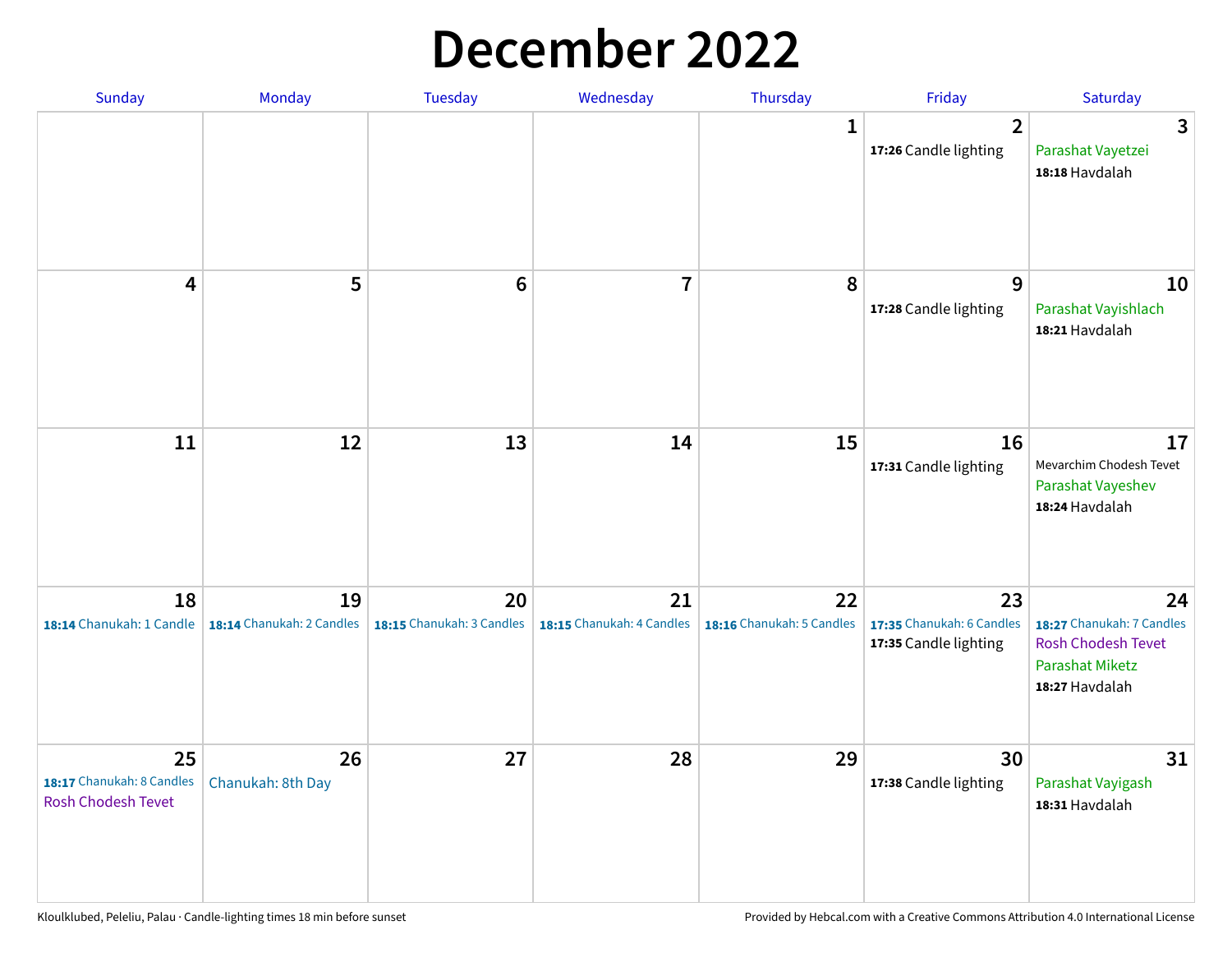# December 2022

| Sunday | Monday | Tuesday | Wednesday | Thursday | Friday | Saturday |
|---|---|---|---|---|---|---|
| | | | | 1 | 2<br>**17:26** Candle lighting | 3<br>Parashat Vayetzei<br>**18:18** Havdalah |
| 4 | 5 | 6 | 7 | 8 | 9<br>**17:28** Candle lighting | 10<br>Parashat Vayishlach<br>**18:21** Havdalah |
| 11 | 12 | 13 | 14 | 15 | 16<br>**17:31** Candle lighting | 17<br>Mevarchim Chodesh Tevet<br>Parashat Vayeshev<br>**18:24** Havdalah |
| 18<br>**18:14** Chanukah: 1 Candle | 19<br>**18:14** Chanukah: 2 Candles | 20<br>**18:15** Chanukah: 3 Candles | 21<br>**18:15** Chanukah: 4 Candles | 22<br>**18:16** Chanukah: 5 Candles | 23<br>**17:35** Chanukah: 6 Candles<br>**17:35** Candle lighting | 24<br>**18:27** Chanukah: 7 Candles<br>Rosh Chodesh Tevet<br>Parashat Miketz<br>**18:27** Havdalah |
| 25<br>**18:17** Chanukah: 8 Candles<br>Rosh Chodesh Tevet | 26<br>Chanukah: 8th Day | 27 | 28 | 29 | 30<br>**17:38** Candle lighting | 31<br>Parashat Vayigash<br>**18:31** Havdalah |

Kloulklubed, Peleliu, Palau · Candle-lighting times 18 min before sunset

Provided by Hebcal.com with a Creative Commons Attribution 4.0 International License